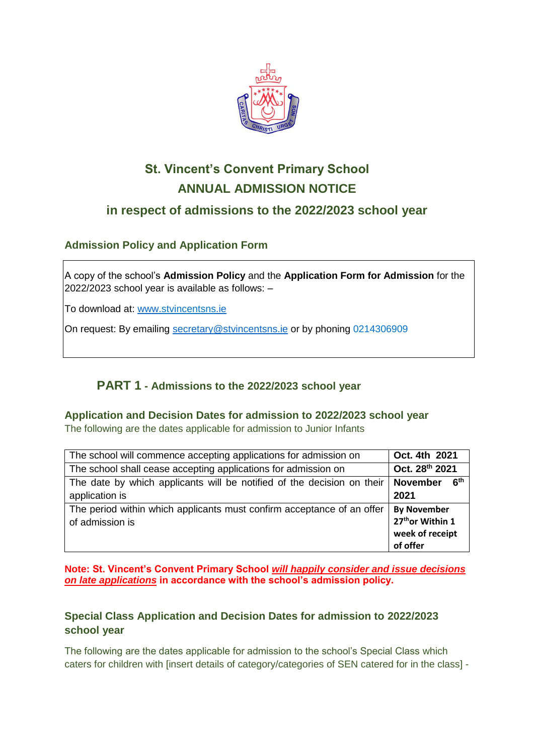# St. Vincent's Convent Primary School

## ANNUAL ADMISSION NOTICE

## in respect of admissions to the 2022/2023 school year

### Admission Policy and Application Form

A copy of the school's **Admission Policy** and the **Application Form for Admission** for the 2022/2023 school year is available as follows: –

To download at: www.stvincentsns.ie

On request: By emailing secretary@stvincentsns.ie or by phoning 0214306909

## PART 1 - Admissions to the 2022/2023 school year

### Application and Decision Dates for admission to 2022/2023 school year

The following are the dates applicable for admission to Junior Infants

| | |
|---|---|
| The school will commence accepting applications for admission on | **Oct. 4th 2021** |
| The school shall cease accepting applications for admission on | **Oct. 28th 2021** |
| The date by which applicants will be notified of the decision on their application is | **November 6th 2021** |
| The period within which applicants must confirm acceptance of an offer of admission is | **By November 27th or Within 1 week of receipt of offer** |

**Note: St. Vincent's Convent Primary School *will happily consider and issue decisions on late applications* in accordance with the school's admission policy.**

### Special Class Application and Decision Dates for admission to 2022/2023 school year

The following are the dates applicable for admission to the school's Special Class which caters for children with [insert details of category/categories of SEN catered for in the class] -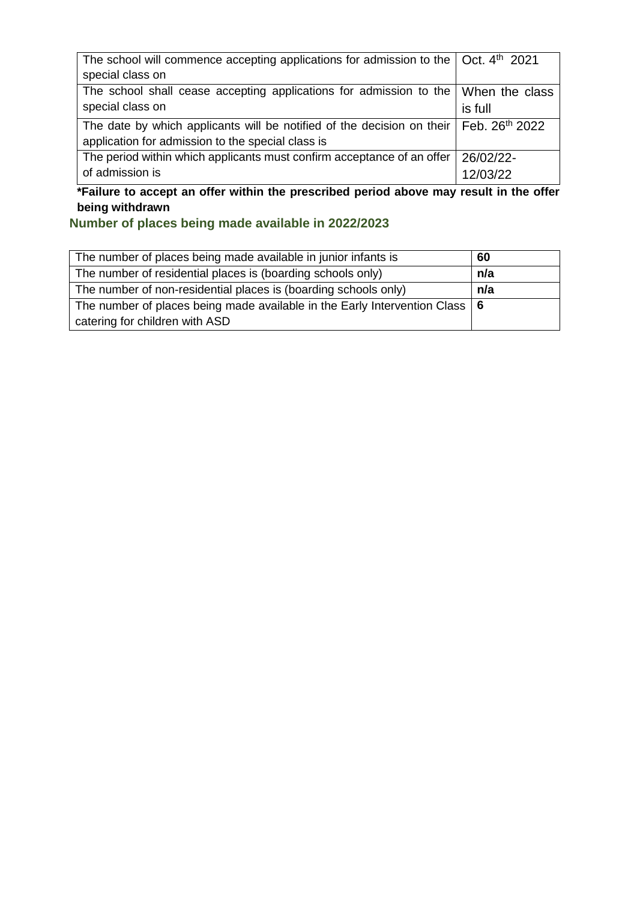| | |
|---|---|
| The school will commence accepting applications for admission to the special class on | Oct. 4th 2021 |
| The school shall cease accepting applications for admission to the special class on | When the class is full |
| The date by which applicants will be notified of the decision on their application for admission to the special class is | Feb. 26th 2022 |
| The period within which applicants must confirm acceptance of an offer of admission is | 26/02/22-12/03/22 |

**\*Failure to accept an offer within the prescribed period above may result in the offer being withdrawn**

## Number of places being made available in 2022/2023

| | |
|---|---|
| The number of places being made available in junior infants is | **60** |
| The number of residential places is (boarding schools only) | **n/a** |
| The number of non-residential places is (boarding schools only) | **n/a** |
| The number of places being made available in the Early Intervention Class catering for children with ASD | **6** |